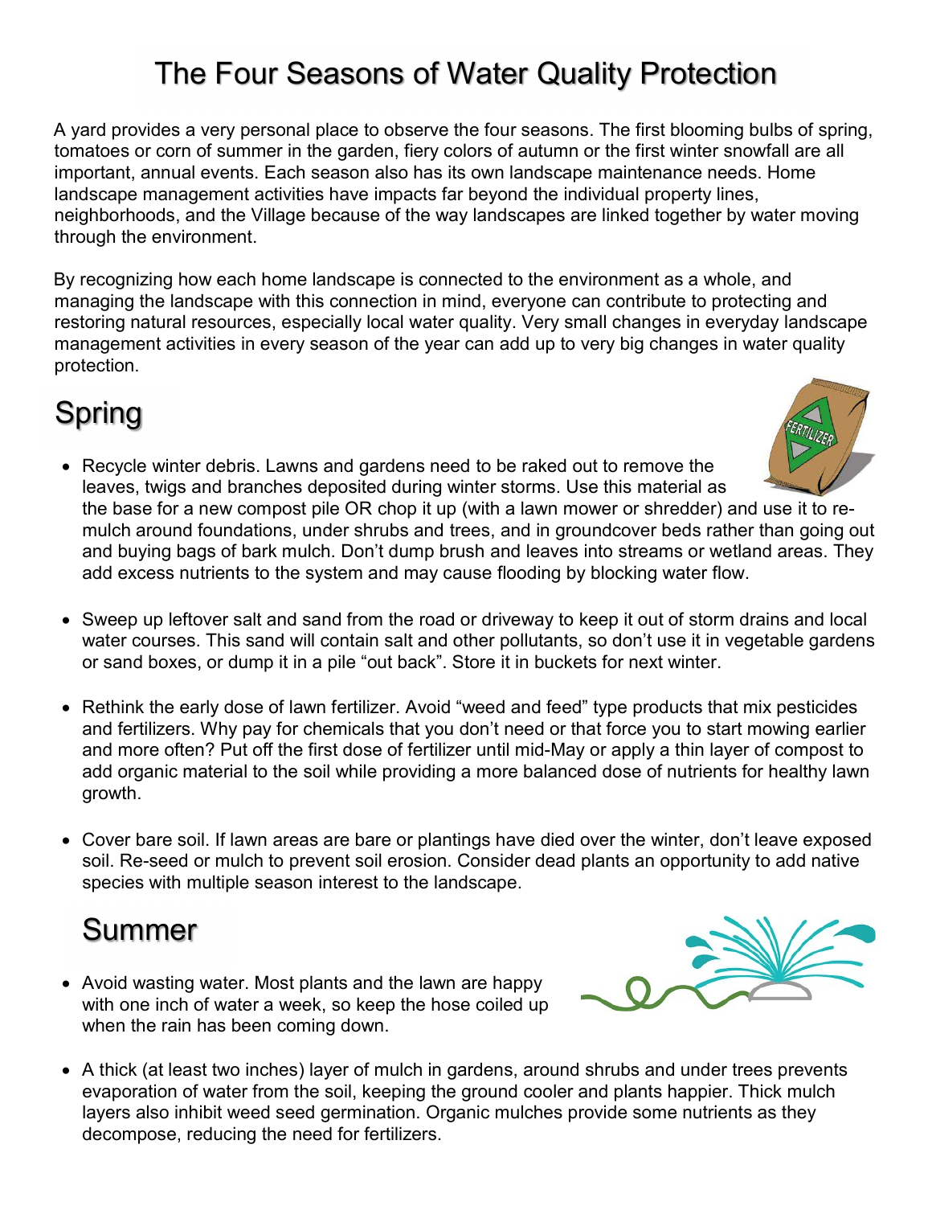# The Four Seasons of Water Quality Protection

A yard provides a very personal place to observe the four seasons. The first blooming bulbs of spring, tomatoes or corn of summer in the garden, fiery colors of autumn or the first winter snowfall are all important, annual events. Each season also has its own landscape maintenance needs. Home landscape management activities have impacts far beyond the individual property lines, neighborhoods, and the Village because of the way landscapes are linked together by water moving through the environment.

By recognizing how each home landscape is connected to the environment as a whole, and managing the landscape with this connection in mind, everyone can contribute to protecting and restoring natural resources, especially local water quality. Very small changes in everyday landscape management activities in every season of the year can add up to very big changes in water quality protection.

## Spring

- Recycle winter debris. Lawns and gardens need to be raked out to remove the leaves, twigs and branches deposited during winter storms. Use this material as the base for a new compost pile OR chop it up (with a lawn mower or shredder) and use it to re-mulch around foundations, under shrubs and trees, and in groundcover beds rather than going out and buying bags of bark mulch. Don't dump brush and leaves into streams or wetland areas. They add excess nutrients to the system and may cause flooding by blocking water flow.

- Sweep up leftover salt and sand from the road or driveway to keep it out of storm drains and local water courses. This sand will contain salt and other pollutants, so don't use it in vegetable gardens or sand boxes, or dump it in a pile "out back". Store it in buckets for next winter.

- Rethink the early dose of lawn fertilizer. Avoid "weed and feed" type products that mix pesticides and fertilizers. Why pay for chemicals that you don't need or that force you to start mowing earlier and more often? Put off the first dose of fertilizer until mid-May or apply a thin layer of compost to add organic material to the soil while providing a more balanced dose of nutrients for healthy lawn growth.

- Cover bare soil. If lawn areas are bare or plantings have died over the winter, don't leave exposed soil. Re-seed or mulch to prevent soil erosion. Consider dead plants an opportunity to add native species with multiple season interest to the landscape.

## Summer

- Avoid wasting water. Most plants and the lawn are happy with one inch of water a week, so keep the hose coiled up when the rain has been coming down.

- A thick (at least two inches) layer of mulch in gardens, around shrubs and under trees prevents evaporation of water from the soil, keeping the ground cooler and plants happier. Thick mulch layers also inhibit weed seed germination. Organic mulches provide some nutrients as they decompose, reducing the need for fertilizers.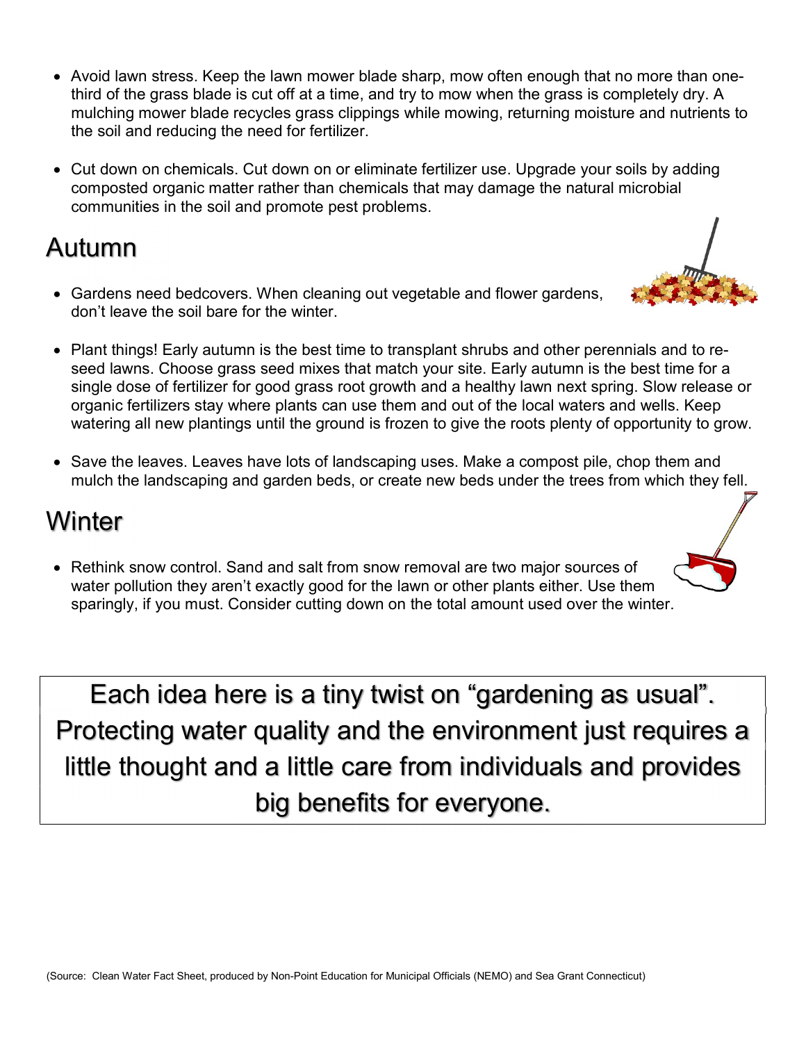- Avoid lawn stress. Keep the lawn mower blade sharp, mow often enough that no more than one-third of the grass blade is cut off at a time, and try to mow when the grass is completely dry. A mulching mower blade recycles grass clippings while mowing, returning moisture and nutrients to the soil and reducing the need for fertilizer.

- Cut down on chemicals. Cut down on or eliminate fertilizer use. Upgrade your soils by adding composted organic matter rather than chemicals that may damage the natural microbial communities in the soil and promote pest problems.

## Autumn

- Gardens need bedcovers. When cleaning out vegetable and flower gardens, don't leave the soil bare for the winter.

- Plant things! Early autumn is the best time to transplant shrubs and other perennials and to re-seed lawns. Choose grass seed mixes that match your site. Early autumn is the best time for a single dose of fertilizer for good grass root growth and a healthy lawn next spring. Slow release or organic fertilizers stay where plants can use them and out of the local waters and wells. Keep watering all new plantings until the ground is frozen to give the roots plenty of opportunity to grow.

- Save the leaves. Leaves have lots of landscaping uses. Make a compost pile, chop them and mulch the landscaping and garden beds, or create new beds under the trees from which they fell.

## Winter

- Rethink snow control. Sand and salt from snow removal are two major sources of water pollution they aren't exactly good for the lawn or other plants either. Use them sparingly, if you must. Consider cutting down on the total amount used over the winter.

Each idea here is a tiny twist on "gardening as usual". Protecting water quality and the environment just requires a little thought and a little care from individuals and provides big benefits for everyone.

(Source: Clean Water Fact Sheet, produced by Non-Point Education for Municipal Officials (NEMO) and Sea Grant Connecticut)